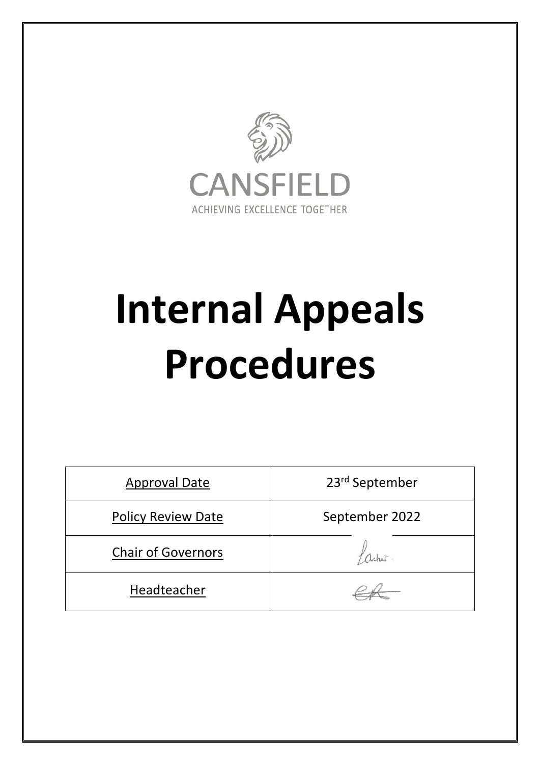CANSFIELD

ACHIEVING EXCELLENCE TOGETHER

# Internal Appeals Procedures

| Approval Date | 23rd September |
| --- | --- |
| Policy Review Date | September 2022 |
| Chair of Governors | |
| Headteacher | |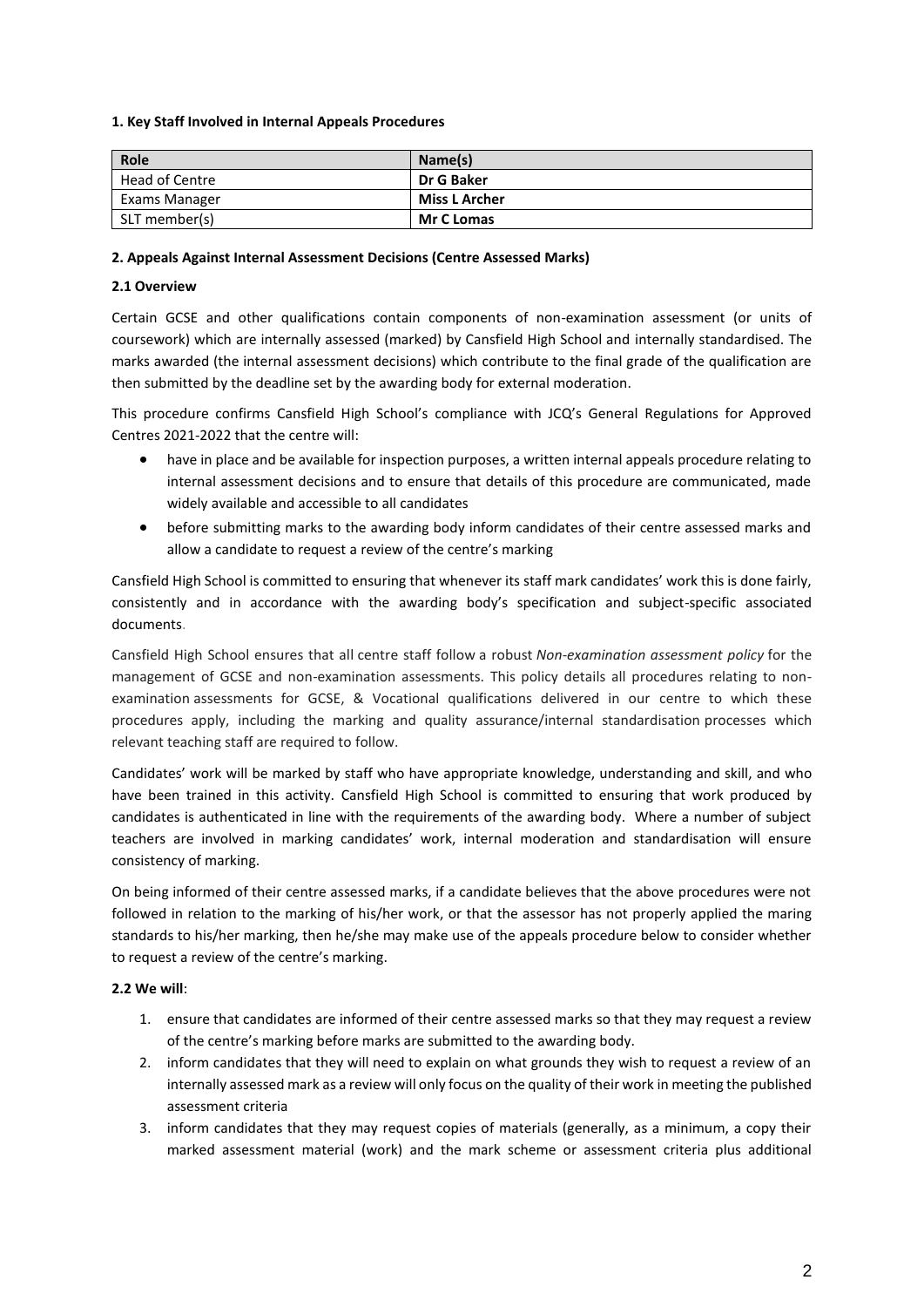**1. Key Staff Involved in Internal Appeals Procedures**

| Role | Name(s) |
| --- | --- |
| Head of Centre | **Dr G Baker** |
| Exams Manager | **Miss L Archer** |
| SLT member(s) | **Mr C Lomas** |

**2. Appeals Against Internal Assessment Decisions (Centre Assessed Marks)**

**2.1 Overview**

Certain GCSE and other qualifications contain components of non-examination assessment (or units of coursework) which are internally assessed (marked) by Cansfield High School and internally standardised. The marks awarded (the internal assessment decisions) which contribute to the final grade of the qualification are then submitted by the deadline set by the awarding body for external moderation.

This procedure confirms Cansfield High School's compliance with JCQ's General Regulations for Approved Centres 2021-2022 that the centre will:

- have in place and be available for inspection purposes, a written internal appeals procedure relating to internal assessment decisions and to ensure that details of this procedure are communicated, made widely available and accessible to all candidates
- before submitting marks to the awarding body inform candidates of their centre assessed marks and allow a candidate to request a review of the centre's marking

Cansfield High School is committed to ensuring that whenever its staff mark candidates' work this is done fairly, consistently and in accordance with the awarding body's specification and subject-specific associated documents.

Cansfield High School ensures that all centre staff follow a robust *Non-examination assessment policy* for the management of GCSE and non-examination assessments. This policy details all procedures relating to non-examination assessments for GCSE, & Vocational qualifications delivered in our centre to which these procedures apply, including the marking and quality assurance/internal standardisation processes which relevant teaching staff are required to follow.

Candidates' work will be marked by staff who have appropriate knowledge, understanding and skill, and who have been trained in this activity. Cansfield High School is committed to ensuring that work produced by candidates is authenticated in line with the requirements of the awarding body. Where a number of subject teachers are involved in marking candidates' work, internal moderation and standardisation will ensure consistency of marking.

On being informed of their centre assessed marks, if a candidate believes that the above procedures were not followed in relation to the marking of his/her work, or that the assessor has not properly applied the maring standards to his/her marking, then he/she may make use of the appeals procedure below to consider whether to request a review of the centre's marking.

**2.2 We will**:

1. ensure that candidates are informed of their centre assessed marks so that they may request a review of the centre's marking before marks are submitted to the awarding body.
2. inform candidates that they will need to explain on what grounds they wish to request a review of an internally assessed mark as a review will only focus on the quality of their work in meeting the published assessment criteria
3. inform candidates that they may request copies of materials (generally, as a minimum, a copy their marked assessment material (work) and the mark scheme or assessment criteria plus additional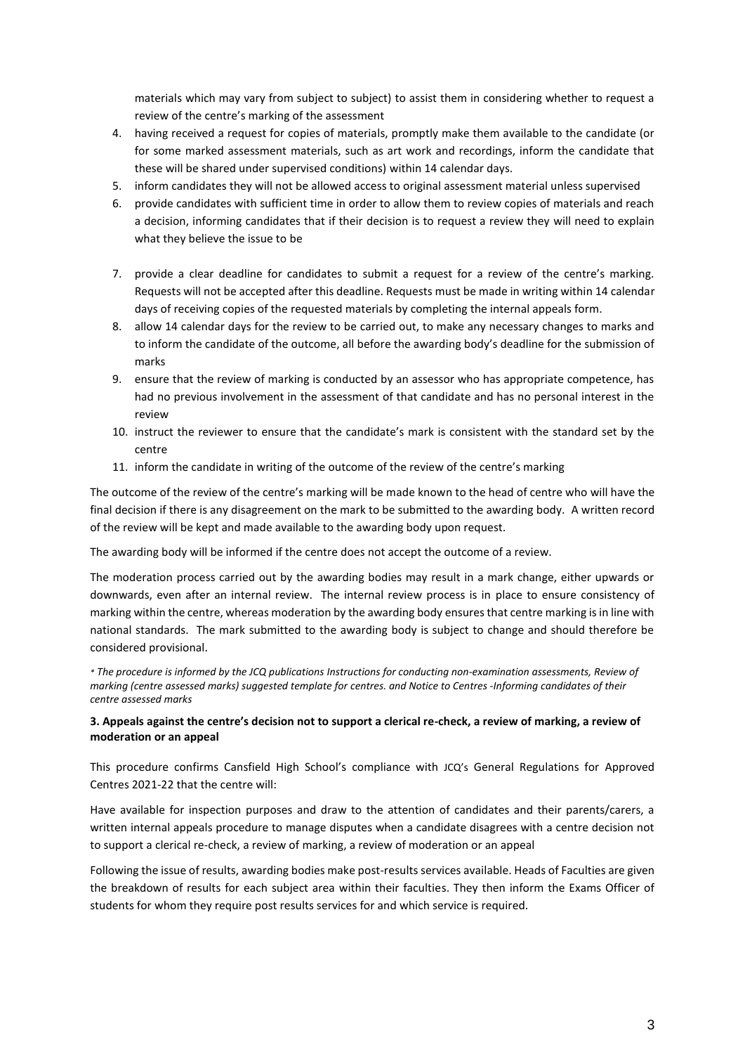materials which may vary from subject to subject) to assist them in considering whether to request a review of the centre's marking of the assessment

4. having received a request for copies of materials, promptly make them available to the candidate (or for some marked assessment materials, such as art work and recordings, inform the candidate that these will be shared under supervised conditions) within 14 calendar days.
5. inform candidates they will not be allowed access to original assessment material unless supervised
6. provide candidates with sufficient time in order to allow them to review copies of materials and reach a decision, informing candidates that if their decision is to request a review they will need to explain what they believe the issue to be
7. provide a clear deadline for candidates to submit a request for a review of the centre's marking. Requests will not be accepted after this deadline. Requests must be made in writing within 14 calendar days of receiving copies of the requested materials by completing the internal appeals form.
8. allow 14 calendar days for the review to be carried out, to make any necessary changes to marks and to inform the candidate of the outcome, all before the awarding body's deadline for the submission of marks
9. ensure that the review of marking is conducted by an assessor who has appropriate competence, has had no previous involvement in the assessment of that candidate and has no personal interest in the review
10. instruct the reviewer to ensure that the candidate's mark is consistent with the standard set by the centre
11. inform the candidate in writing of the outcome of the review of the centre's marking

The outcome of the review of the centre's marking will be made known to the head of centre who will have the final decision if there is any disagreement on the mark to be submitted to the awarding body. A written record of the review will be kept and made available to the awarding body upon request.

The awarding body will be informed if the centre does not accept the outcome of a review.

The moderation process carried out by the awarding bodies may result in a mark change, either upwards or downwards, even after an internal review. The internal review process is in place to ensure consistency of marking within the centre, whereas moderation by the awarding body ensures that centre marking is in line with national standards. The mark submitted to the awarding body is subject to change and should therefore be considered provisional.

*\* The procedure is informed by the JCQ publications Instructions for conducting non-examination assessments, Review of marking (centre assessed marks) suggested template for centres. and Notice to Centres -Informing candidates of their centre assessed marks*

**3. Appeals against the centre's decision not to support a clerical re-check, a review of marking, a review of moderation or an appeal**

This procedure confirms Cansfield High School's compliance with JCQ's General Regulations for Approved Centres 2021-22 that the centre will:

Have available for inspection purposes and draw to the attention of candidates and their parents/carers, a written internal appeals procedure to manage disputes when a candidate disagrees with a centre decision not to support a clerical re-check, a review of marking, a review of moderation or an appeal

Following the issue of results, awarding bodies make post-results services available. Heads of Faculties are given the breakdown of results for each subject area within their faculties. They then inform the Exams Officer of students for whom they require post results services for and which service is required.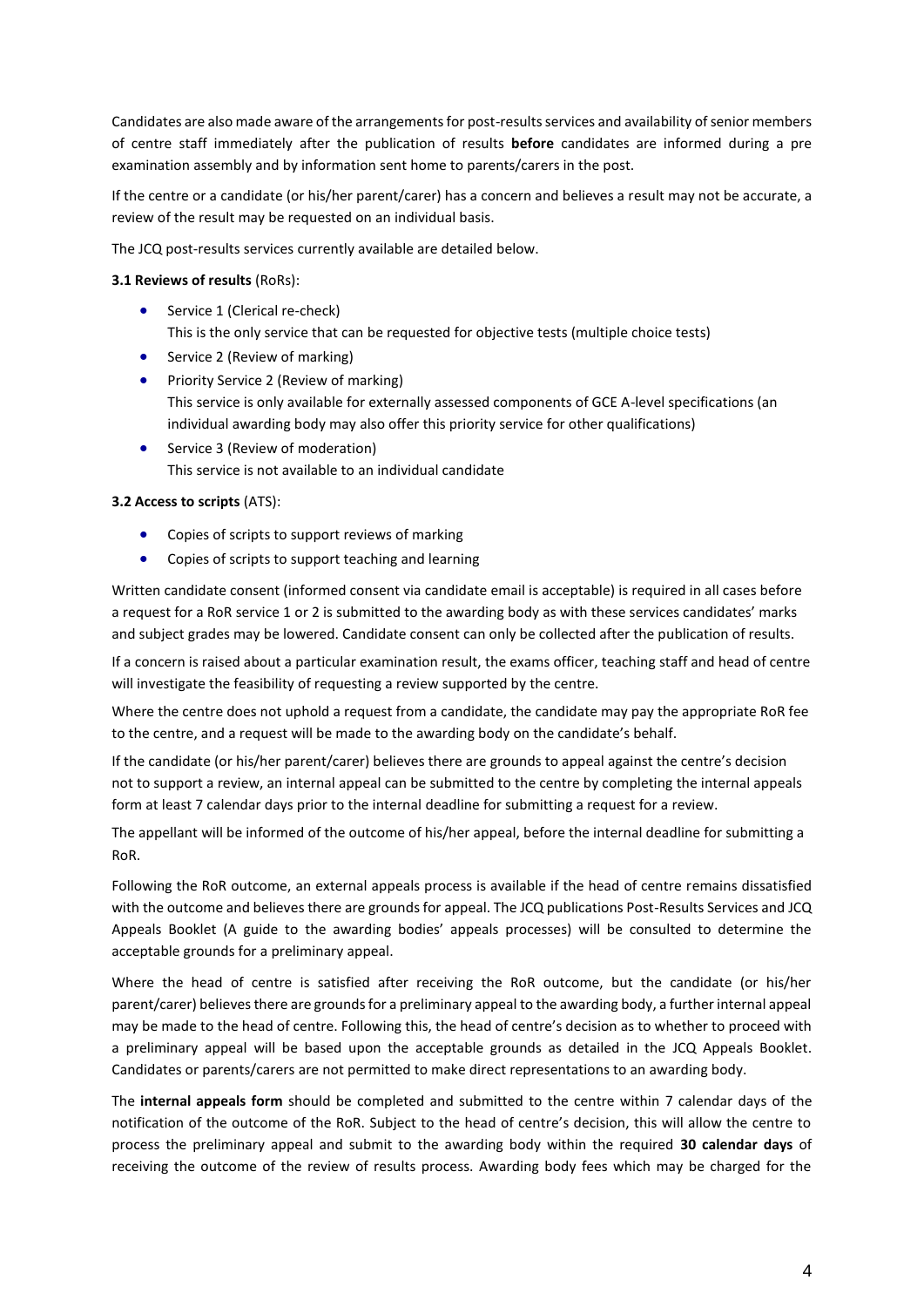Candidates are also made aware of the arrangements for post-results services and availability of senior members of centre staff immediately after the publication of results **before** candidates are informed during a pre examination assembly and by information sent home to parents/carers in the post.

If the centre or a candidate (or his/her parent/carer) has a concern and believes a result may not be accurate, a review of the result may be requested on an individual basis.

The JCQ post-results services currently available are detailed below.

**3.1 Reviews of results** (RoRs):

- Service 1 (Clerical re-check)
  This is the only service that can be requested for objective tests (multiple choice tests)
- Service 2 (Review of marking)
- Priority Service 2 (Review of marking)
  This service is only available for externally assessed components of GCE A-level specifications (an individual awarding body may also offer this priority service for other qualifications)
- Service 3 (Review of moderation)
  This service is not available to an individual candidate

**3.2 Access to scripts** (ATS):

- Copies of scripts to support reviews of marking
- Copies of scripts to support teaching and learning

Written candidate consent (informed consent via candidate email is acceptable) is required in all cases before a request for a RoR service 1 or 2 is submitted to the awarding body as with these services candidates' marks and subject grades may be lowered. Candidate consent can only be collected after the publication of results.

If a concern is raised about a particular examination result, the exams officer, teaching staff and head of centre will investigate the feasibility of requesting a review supported by the centre.

Where the centre does not uphold a request from a candidate, the candidate may pay the appropriate RoR fee to the centre, and a request will be made to the awarding body on the candidate's behalf.

If the candidate (or his/her parent/carer) believes there are grounds to appeal against the centre's decision not to support a review, an internal appeal can be submitted to the centre by completing the internal appeals form at least 7 calendar days prior to the internal deadline for submitting a request for a review.

The appellant will be informed of the outcome of his/her appeal, before the internal deadline for submitting a RoR.

Following the RoR outcome, an external appeals process is available if the head of centre remains dissatisfied with the outcome and believes there are grounds for appeal. The JCQ publications Post-Results Services and JCQ Appeals Booklet (A guide to the awarding bodies' appeals processes) will be consulted to determine the acceptable grounds for a preliminary appeal.

Where the head of centre is satisfied after receiving the RoR outcome, but the candidate (or his/her parent/carer) believes there are grounds for a preliminary appeal to the awarding body, a further internal appeal may be made to the head of centre. Following this, the head of centre's decision as to whether to proceed with a preliminary appeal will be based upon the acceptable grounds as detailed in the JCQ Appeals Booklet. Candidates or parents/carers are not permitted to make direct representations to an awarding body.

The **internal appeals form** should be completed and submitted to the centre within 7 calendar days of the notification of the outcome of the RoR. Subject to the head of centre's decision, this will allow the centre to process the preliminary appeal and submit to the awarding body within the required **30 calendar days** of receiving the outcome of the review of results process. Awarding body fees which may be charged for the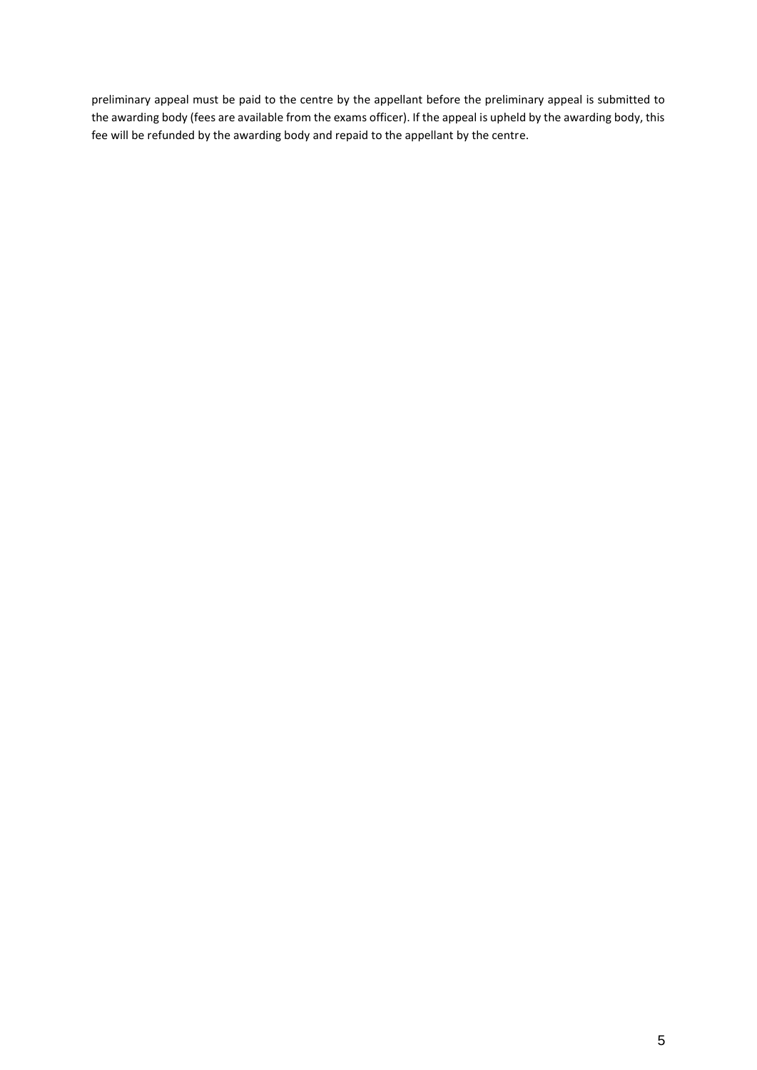preliminary appeal must be paid to the centre by the appellant before the preliminary appeal is submitted to the awarding body (fees are available from the exams officer). If the appeal is upheld by the awarding body, this fee will be refunded by the awarding body and repaid to the appellant by the centre.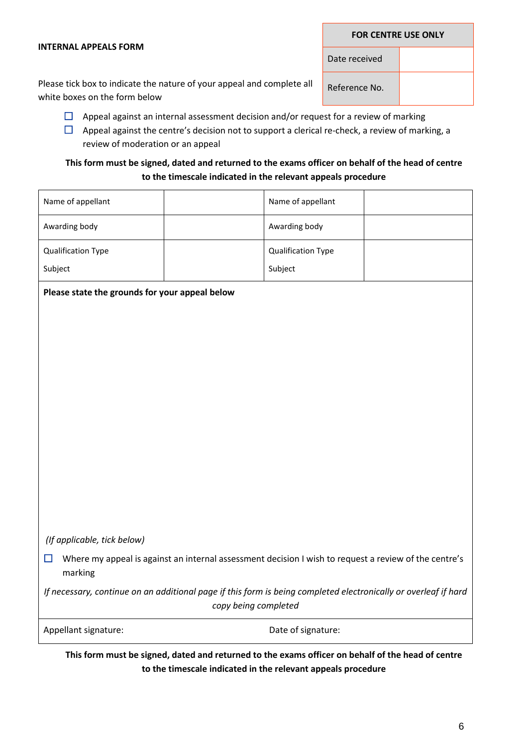**INTERNAL APPEALS FORM**

| FOR CENTRE USE ONLY | |
|---|---|
| Date received | |
| Reference No. | |

Please tick box to indicate the nature of your appeal and complete all white boxes on the form below

- ☐ Appeal against an internal assessment decision and/or request for a review of marking
- ☐ Appeal against the centre's decision not to support a clerical re-check, a review of marking, a review of moderation or an appeal

**This form must be signed, dated and returned to the exams officer on behalf of the head of centre to the timescale indicated in the relevant appeals procedure**

| | | | |
|---|---|---|---|
| Name of appellant | | Name of appellant | |
| Awarding body | | Awarding body | |
| Qualification Type<br>Subject | | Qualification Type<br>Subject | |

**Please state the grounds for your appeal below**

*(If applicable, tick below)*

☐ Where my appeal is against an internal assessment decision I wish to request a review of the centre's marking

*If necessary, continue on an additional page if this form is being completed electronically or overleaf if hard copy being completed*

| | |
|---|---|
| Appellant signature: | Date of signature: |

**This form must be signed, dated and returned to the exams officer on behalf of the head of centre to the timescale indicated in the relevant appeals procedure**